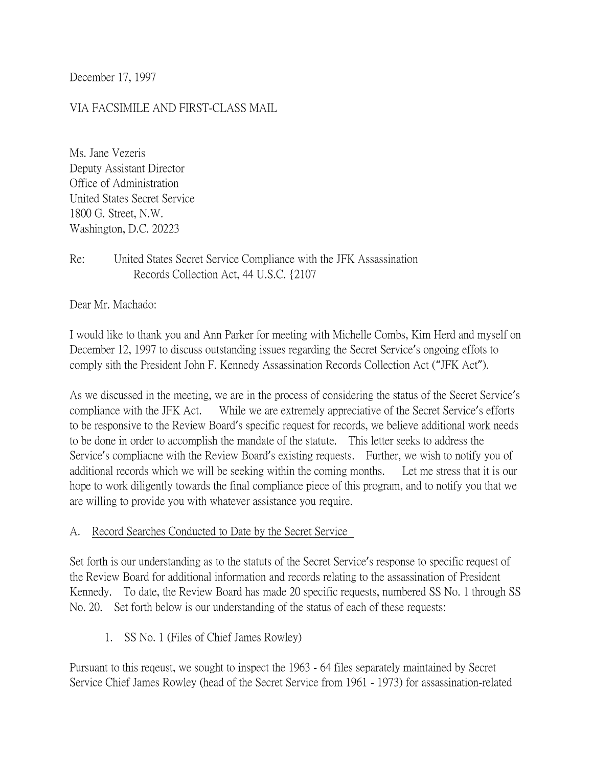December 17, 1997

VIA FACSIMILE AND FIRST-CLASS MAIL

Ms. Jane Vezeris
Deputy Assistant Director
Office of Administration
United States Secret Service
1800 G. Street, N.W.
Washington, D.C. 20223

Re: United States Secret Service Compliance with the JFK Assassination Records Collection Act, 44 U.S.C. {2107

Dear Mr. Machado:

I would like to thank you and Ann Parker for meeting with Michelle Combs, Kim Herd and myself on December 12, 1997 to discuss outstanding issues regarding the Secret Service's ongoing effots to comply sith the President John F. Kennedy Assassination Records Collection Act ("JFK Act").

As we discussed in the meeting, we are in the process of considering the status of the Secret Service's compliance with the JFK Act. While we are extremely appreciative of the Secret Service's efforts to be responsive to the Review Board's specific request for records, we believe additional work needs to be done in order to accomplish the mandate of the statute. This letter seeks to address the Service's compliacne with the Review Board's existing requests. Further, we wish to notify you of additional records which we will be seeking within the coming months. Let me stress that it is our hope to work diligently towards the final compliance piece of this program, and to notify you that we are willing to provide you with whatever assistance you require.

A. <u>Record Searches Conducted to Date by the Secret Service</u>

Set forth is our understanding as to the statuts of the Secret Service's response to specific request of the Review Board for additional information and records relating to the assassination of President Kennedy. To date, the Review Board has made 20 specific requests, numbered SS No. 1 through SS No. 20. Set forth below is our understanding of the status of each of these requests:

1. SS No. 1 (Files of Chief James Rowley)

Pursuant to this reqeust, we sought to inspect the 1963 - 64 files separately maintained by Secret Service Chief James Rowley (head of the Secret Service from 1961 - 1973) for assassination-related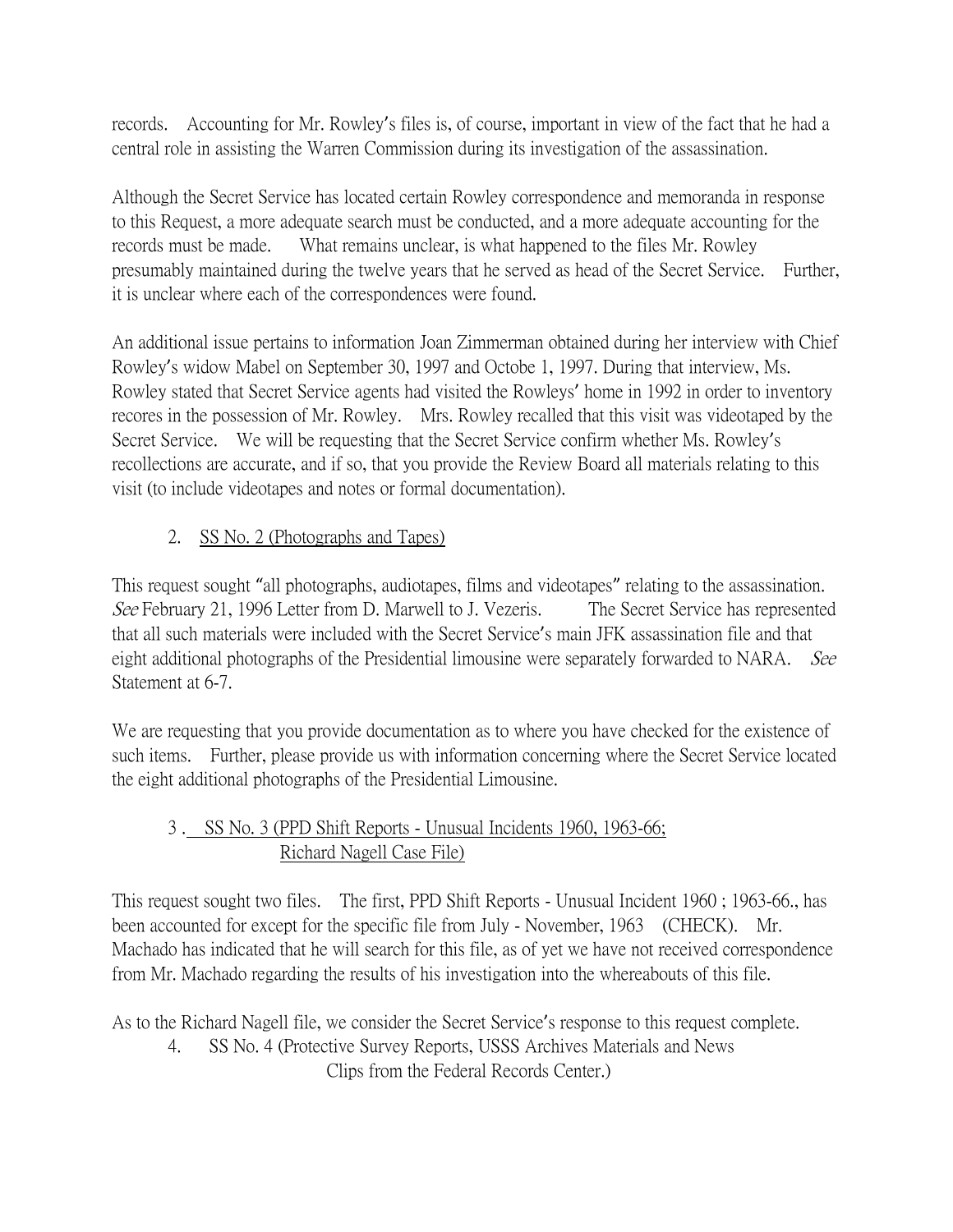records. Accounting for Mr. Rowley's files is, of course, important in view of the fact that he had a central role in assisting the Warren Commission during its investigation of the assassination.

Although the Secret Service has located certain Rowley correspondence and memoranda in response to this Request, a more adequate search must be conducted, and a more adequate accounting for the records must be made. What remains unclear, is what happened to the files Mr. Rowley presumably maintained during the twelve years that he served as head of the Secret Service. Further, it is unclear where each of the correspondences were found.

An additional issue pertains to information Joan Zimmerman obtained during her interview with Chief Rowley's widow Mabel on September 30, 1997 and Octobe 1, 1997. During that interview, Ms. Rowley stated that Secret Service agents had visited the Rowleys' home in 1992 in order to inventory recores in the possession of Mr. Rowley. Mrs. Rowley recalled that this visit was videotaped by the Secret Service. We will be requesting that the Secret Service confirm whether Ms. Rowley's recollections are accurate, and if so, that you provide the Review Board all materials relating to this visit (to include videotapes and notes or formal documentation).

2. <u>SS No. 2 (Photographs and Tapes)</u>

This request sought "all photographs, audiotapes, films and videotapes" relating to the assassination. *See* February 21, 1996 Letter from D. Marwell to J. Vezeris. The Secret Service has represented that all such materials were included with the Secret Service's main JFK assassination file and that eight additional photographs of the Presidential limousine were separately forwarded to NARA. *See* Statement at 6-7.

We are requesting that you provide documentation as to where you have checked for the existence of such items. Further, please provide us with information concerning where the Secret Service located the eight additional photographs of the Presidential Limousine.

3 . <u>SS No. 3 (PPD Shift Reports - Unusual Incidents 1960, 1963-66; Richard Nagell Case File)</u>

This request sought two files. The first, PPD Shift Reports - Unusual Incident 1960 ; 1963-66., has been accounted for except for the specific file from July - November, 1963 (CHECK). Mr. Machado has indicated that he will search for this file, as of yet we have not received correspondence from Mr. Machado regarding the results of his investigation into the whereabouts of this file.

As to the Richard Nagell file, we consider the Secret Service's response to this request complete.

4. SS No. 4 (Protective Survey Reports, USSS Archives Materials and News Clips from the Federal Records Center.)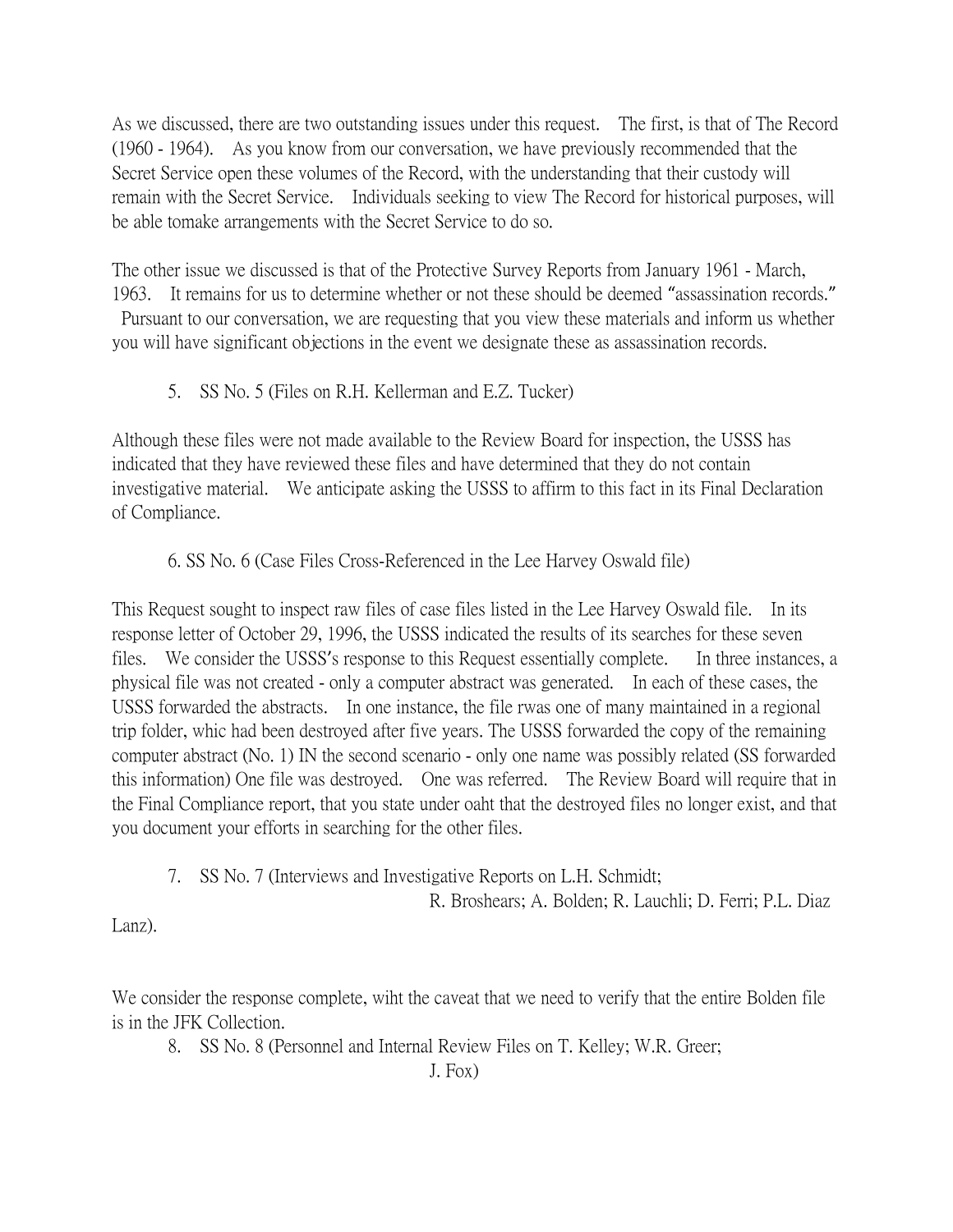As we discussed, there are two outstanding issues under this request. The first, is that of The Record (1960 - 1964). As you know from our conversation, we have previously recommended that the Secret Service open these volumes of the Record, with the understanding that their custody will remain with the Secret Service. Individuals seeking to view The Record for historical purposes, will be able tomake arrangements with the Secret Service to do so.

The other issue we discussed is that of the Protective Survey Reports from January 1961 - March, 1963. It remains for us to determine whether or not these should be deemed "assassination records." Pursuant to our conversation, we are requesting that you view these materials and inform us whether you will have significant objections in the event we designate these as assassination records.

5. SS No. 5 (Files on R.H. Kellerman and E.Z. Tucker)

Although these files were not made available to the Review Board for inspection, the USSS has indicated that they have reviewed these files and have determined that they do not contain investigative material. We anticipate asking the USSS to affirm to this fact in its Final Declaration of Compliance.

6. SS No. 6 (Case Files Cross-Referenced in the Lee Harvey Oswald file)

This Request sought to inspect raw files of case files listed in the Lee Harvey Oswald file. In its response letter of October 29, 1996, the USSS indicated the results of its searches for these seven files. We consider the USSS's response to this Request essentially complete. In three instances, a physical file was not created - only a computer abstract was generated. In each of these cases, the USSS forwarded the abstracts. In one instance, the file rwas one of many maintained in a regional trip folder, whic had been destroyed after five years. The USSS forwarded the copy of the remaining computer abstract (No. 1) IN the second scenario - only one name was possibly related (SS forwarded this information) One file was destroyed. One was referred. The Review Board will require that in the Final Compliance report, that you state under oaht that the destroyed files no longer exist, and that you document your efforts in searching for the other files.

7. SS No. 7 (Interviews and Investigative Reports on L.H. Schmidt; R. Broshears; A. Bolden; R. Lauchli; D. Ferri; P.L. Diaz Lanz).

We consider the response complete, wiht the caveat that we need to verify that the entire Bolden file is in the JFK Collection.

8. SS No. 8 (Personnel and Internal Review Files on T. Kelley; W.R. Greer; J. Fox)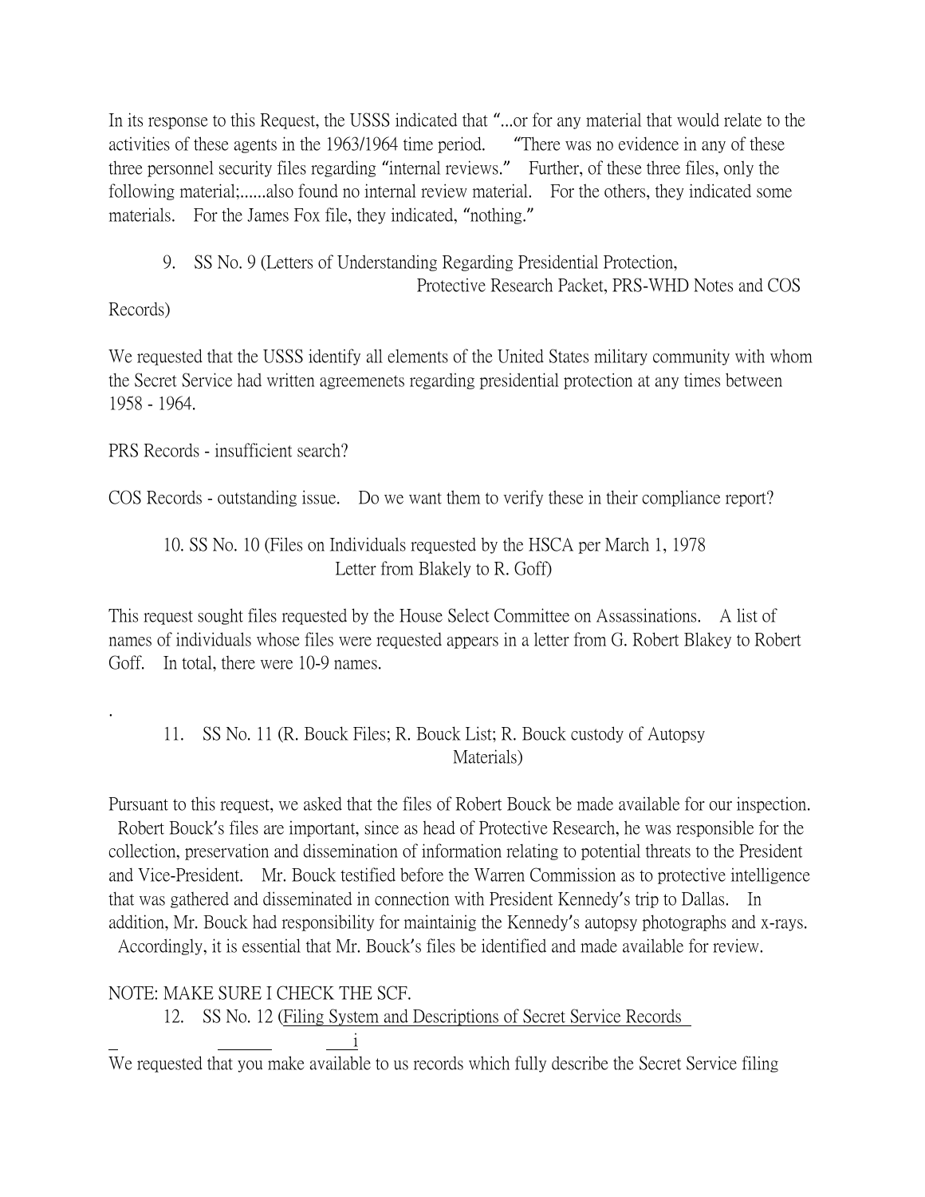In its response to this Request, the USSS indicated that "...or for any material that would relate to the activities of these agents in the 1963/1964 time period. "There was no evidence in any of these three personnel security files regarding "internal reviews." Further, of these three files, only the following material;......also found no internal review material. For the others, they indicated some materials. For the James Fox file, they indicated, "nothing."

9. SS No. 9 (Letters of Understanding Regarding Presidential Protection, Protective Research Packet, PRS-WHD Notes and COS Records)

We requested that the USSS identify all elements of the United States military community with whom the Secret Service had written agreemenets regarding presidential protection at any times between 1958 - 1964.

PRS Records - insufficient search?

COS Records - outstanding issue. Do we want them to verify these in their compliance report?

10. SS No. 10 (Files on Individuals requested by the HSCA per March 1, 1978 Letter from Blakely to R. Goff)

This request sought files requested by the House Select Committee on Assassinations. A list of names of individuals whose files were requested appears in a letter from G. Robert Blakey to Robert Goff. In total, there were 10-9 names.

.

11. SS No. 11 (R. Bouck Files; R. Bouck List; R. Bouck custody of Autopsy Materials)

Pursuant to this request, we asked that the files of Robert Bouck be made available for our inspection. Robert Bouck's files are important, since as head of Protective Research, he was responsible for the collection, preservation and dissemination of information relating to potential threats to the President and Vice-President. Mr. Bouck testified before the Warren Commission as to protective intelligence that was gathered and disseminated in connection with President Kennedy's trip to Dallas. In addition, Mr. Bouck had responsibility for maintainig the Kennedy's autopsy photographs and x-rays. Accordingly, it is essential that Mr. Bouck's files be identified and made available for review.

NOTE: MAKE SURE I CHECK THE SCF.

12. SS No. 12 (Filing System and Descriptions of Secret Service Records

We requested that you make available to us records which fully describe the Secret Service filing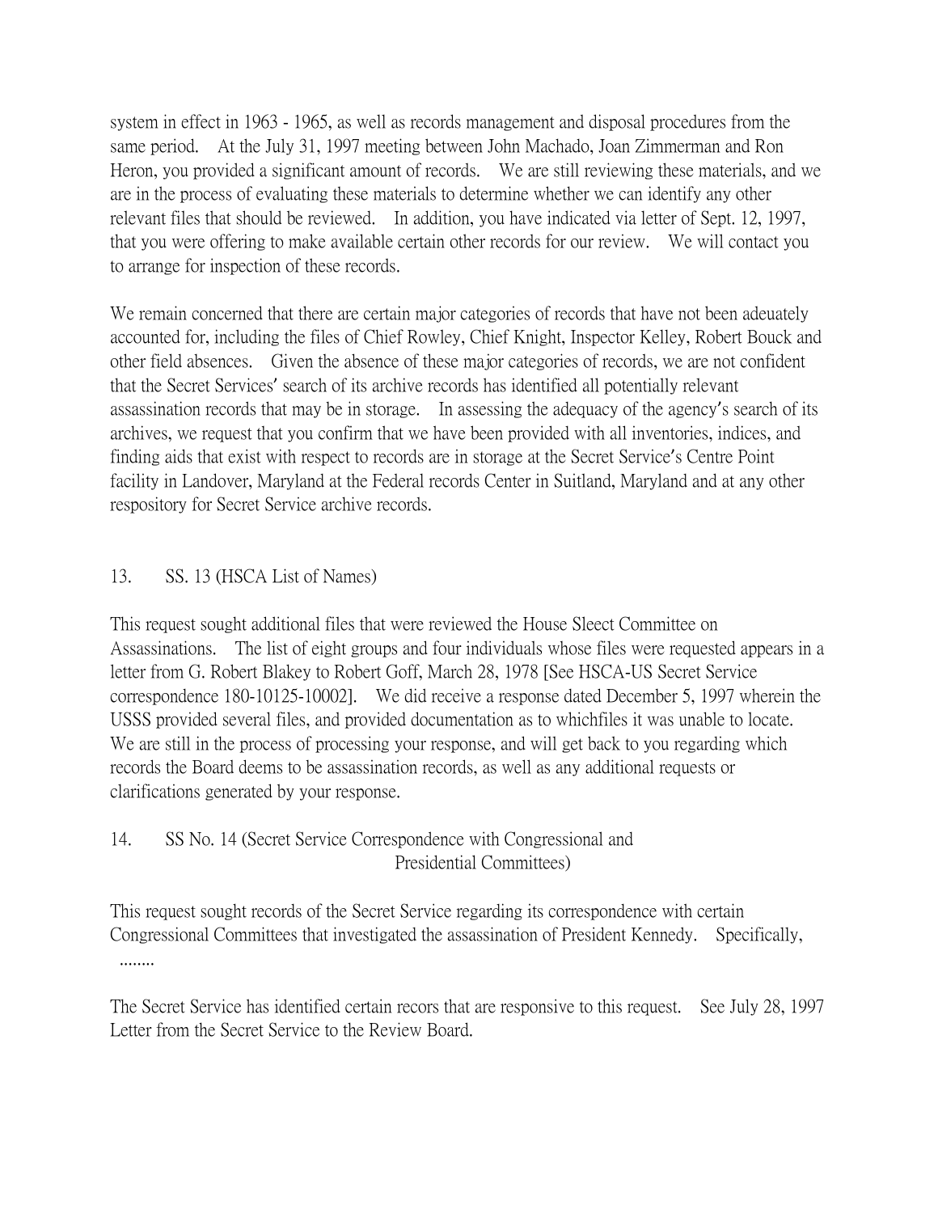system in effect in 1963 - 1965, as well as records management and disposal procedures from the same period. At the July 31, 1997 meeting between John Machado, Joan Zimmerman and Ron Heron, you provided a significant amount of records. We are still reviewing these materials, and we are in the process of evaluating these materials to determine whether we can identify any other relevant files that should be reviewed. In addition, you have indicated via letter of Sept. 12, 1997, that you were offering to make available certain other records for our review. We will contact you to arrange for inspection of these records.

We remain concerned that there are certain major categories of records that have not been adeuately accounted for, including the files of Chief Rowley, Chief Knight, Inspector Kelley, Robert Bouck and other field absences. Given the absence of these major categories of records, we are not confident that the Secret Services' search of its archive records has identified all potentially relevant assassination records that may be in storage. In assessing the adequacy of the agency's search of its archives, we request that you confirm that we have been provided with all inventories, indices, and finding aids that exist with respect to records are in storage at the Secret Service's Centre Point facility in Landover, Maryland at the Federal records Center in Suitland, Maryland and at any other respository for Secret Service archive records.

13. SS. 13 (HSCA List of Names)

This request sought additional files that were reviewed the House Sleect Committee on Assassinations. The list of eight groups and four individuals whose files were requested appears in a letter from G. Robert Blakey to Robert Goff, March 28, 1978 [See HSCA-US Secret Service correspondence 180-10125-10002]. We did receive a response dated December 5, 1997 wherein the USSS provided several files, and provided documentation as to whichfiles it was unable to locate. We are still in the process of processing your response, and will get back to you regarding which records the Board deems to be assassination records, as well as any additional requests or clarifications generated by your response.

14. SS No. 14 (Secret Service Correspondence with Congressional and Presidential Committees)

This request sought records of the Secret Service regarding its correspondence with certain Congressional Committees that investigated the assassination of President Kennedy. Specifically, ........

The Secret Service has identified certain recors that are responsive to this request. See July 28, 1997 Letter from the Secret Service to the Review Board.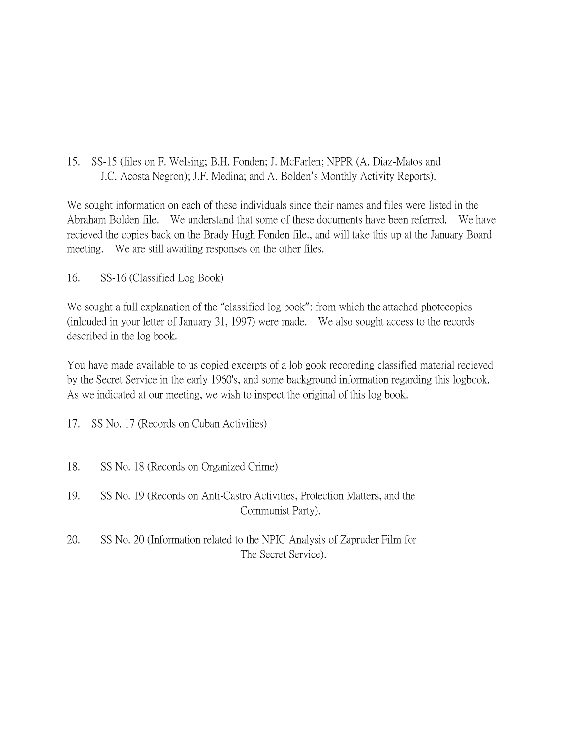15. SS-15 (files on F. Welsing; B.H. Fonden; J. McFarlen; NPPR (A. Diaz-Matos and J.C. Acosta Negron); J.F. Medina; and A. Bolden's Monthly Activity Reports).

We sought information on each of these individuals since their names and files were listed in the Abraham Bolden file. We understand that some of these documents have been referred. We have recieved the copies back on the Brady Hugh Fonden file., and will take this up at the January Board meeting. We are still awaiting responses on the other files.

16. SS-16 (Classified Log Book)

We sought a full explanation of the "classified log book": from which the attached photocopies (inlcuded in your letter of January 31, 1997) were made. We also sought access to the records described in the log book.

You have made available to us copied excerpts of a lob gook recoreding classified material recieved by the Secret Service in the early 1960's, and some background information regarding this logbook. As we indicated at our meeting, we wish to inspect the original of this log book.

17. SS No. 17 (Records on Cuban Activities)

18. SS No. 18 (Records on Organized Crime)

19. SS No. 19 (Records on Anti-Castro Activities, Protection Matters, and the Communist Party).

20. SS No. 20 (Information related to the NPIC Analysis of Zapruder Film for The Secret Service).